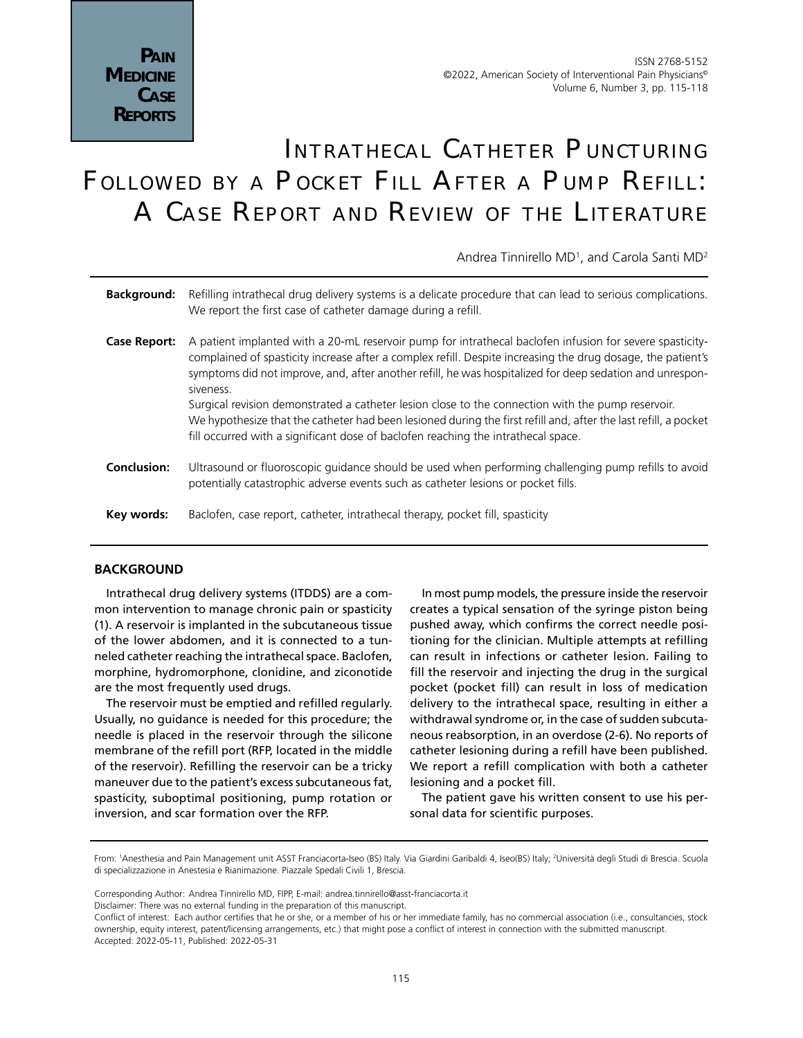# Intrathecal Catheter Puncturing Followed by a Pocket Fill After a Pump Refill: A Case Report and Review of the Literature

Andrea Tinnirello MD[1], and Carola Santi MD[2]

**Background:** Refilling intrathecal drug delivery systems is a delicate procedure that can lead to serious complications. We report the first case of catheter damage during a refill.

**Case Report:** A patient implanted with a 20-mL reservoir pump for intrathecal baclofen infusion for severe spasticity-complained of spasticity increase after a complex refill. Despite increasing the drug dosage, the patient's symptoms did not improve, and, after another refill, he was hospitalized for deep sedation and unresponsiveness.

Surgical revision demonstrated a catheter lesion close to the connection with the pump reservoir.

We hypothesize that the catheter had been lesioned during the first refill and, after the last refill, a pocket fill occurred with a significant dose of baclofen reaching the intrathecal space.

**Conclusion:** Ultrasound or fluoroscopic guidance should be used when performing challenging pump refills to avoid potentially catastrophic adverse events such as catheter lesions or pocket fills.

**Key words:** Baclofen, case report, catheter, intrathecal therapy, pocket fill, spasticity

## BACKGROUND

Intrathecal drug delivery systems (ITDDS) are a common intervention to manage chronic pain or spasticity (1). A reservoir is implanted in the subcutaneous tissue of the lower abdomen, and it is connected to a tunneled catheter reaching the intrathecal space. Baclofen, morphine, hydromorphone, clonidine, and ziconotide are the most frequently used drugs.

The reservoir must be emptied and refilled regularly. Usually, no guidance is needed for this procedure; the needle is placed in the reservoir through the silicone membrane of the refill port (RFP, located in the middle of the reservoir). Refilling the reservoir can be a tricky maneuver due to the patient's excess subcutaneous fat, spasticity, suboptimal positioning, pump rotation or inversion, and scar formation over the RFP.

In most pump models, the pressure inside the reservoir creates a typical sensation of the syringe piston being pushed away, which confirms the correct needle positioning for the clinician. Multiple attempts at refilling can result in infections or catheter lesion. Failing to fill the reservoir and injecting the drug in the surgical pocket (pocket fill) can result in loss of medication delivery to the intrathecal space, resulting in either a withdrawal syndrome or, in the case of sudden subcutaneous reabsorption, in an overdose (2-6). No reports of catheter lesioning during a refill have been published. We report a refill complication with both a catheter lesioning and a pocket fill.

The patient gave his written consent to use his personal data for scientific purposes.

From: [1]Anesthesia and Pain Management unit ASST Franciacorta-Iseo (BS) Italy. Via Giardini Garibaldi 4, Iseo(BS) Italy; [2]Università degli Studi di Brescia. Scuola di specializzazione in Anestesia e Rianimazione. Piazzale Spedali Civili 1, Brescia.

Corresponding Author: Andrea Tinnirello MD, FIPP, E-mail: andrea.tinnirello@asst-franciacorta.it

Disclaimer: There was no external funding in the preparation of this manuscript.

Conflict of interest: Each author certifies that he or she, or a member of his or her immediate family, has no commercial association (i.e., consultancies, stock ownership, equity interest, patent/licensing arrangements, etc.) that might pose a conflict of interest in connection with the submitted manuscript.

Accepted: 2022-05-11, Published: 2022-05-31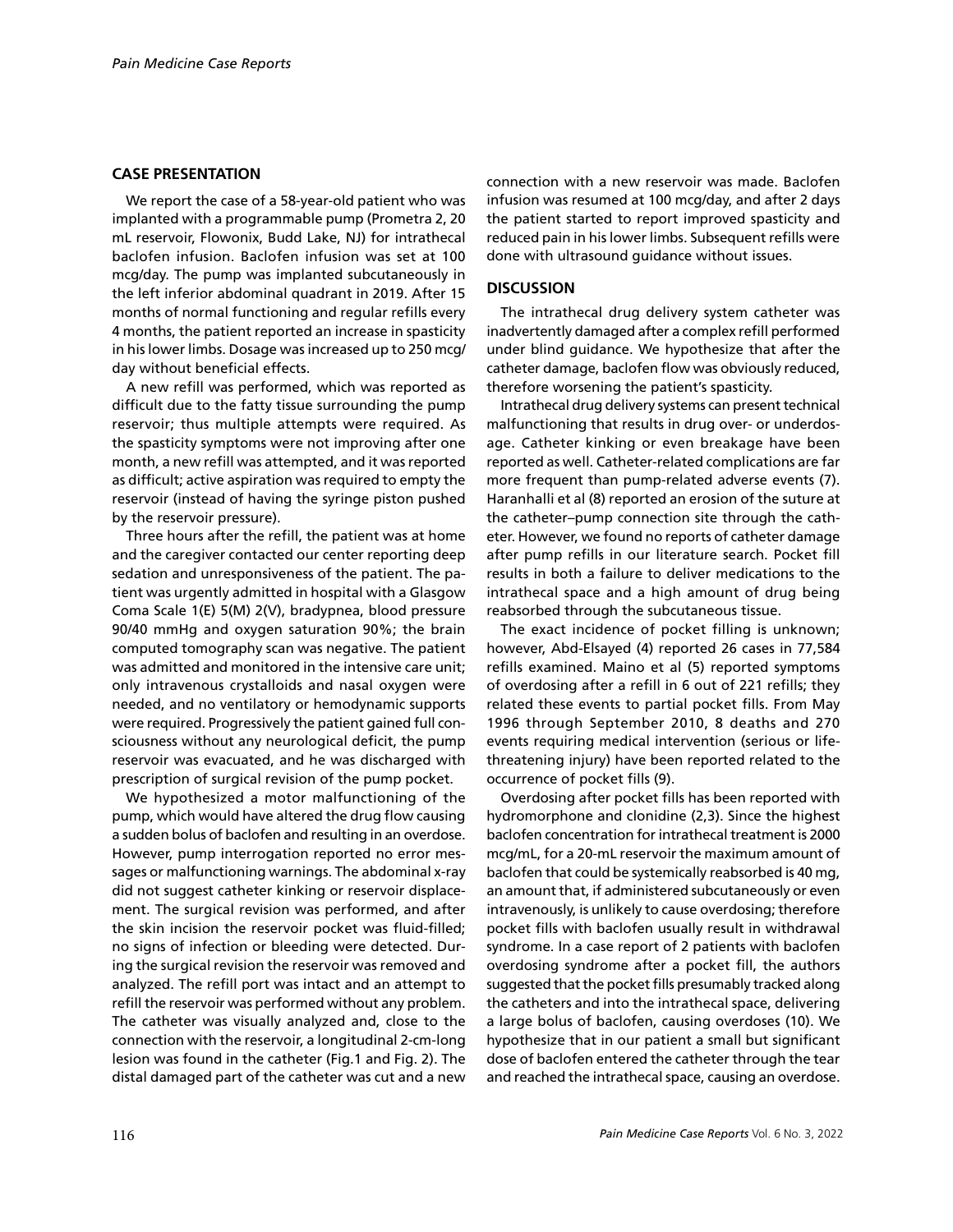## CASE PRESENTATION

We report the case of a 58-year-old patient who was implanted with a programmable pump (Prometra 2, 20 mL reservoir, Flowonix, Budd Lake, NJ) for intrathecal baclofen infusion. Baclofen infusion was set at 100 mcg/day. The pump was implanted subcutaneously in the left inferior abdominal quadrant in 2019. After 15 months of normal functioning and regular refills every 4 months, the patient reported an increase in spasticity in his lower limbs. Dosage was increased up to 250 mcg/day without beneficial effects.

A new refill was performed, which was reported as difficult due to the fatty tissue surrounding the pump reservoir; thus multiple attempts were required. As the spasticity symptoms were not improving after one month, a new refill was attempted, and it was reported as difficult; active aspiration was required to empty the reservoir (instead of having the syringe piston pushed by the reservoir pressure).

Three hours after the refill, the patient was at home and the caregiver contacted our center reporting deep sedation and unresponsiveness of the patient. The patient was urgently admitted in hospital with a Glasgow Coma Scale 1(E) 5(M) 2(V), bradypnea, blood pressure 90/40 mmHg and oxygen saturation 90%; the brain computed tomography scan was negative. The patient was admitted and monitored in the intensive care unit; only intravenous crystalloids and nasal oxygen were needed, and no ventilatory or hemodynamic supports were required. Progressively the patient gained full consciousness without any neurological deficit, the pump reservoir was evacuated, and he was discharged with prescription of surgical revision of the pump pocket.

We hypothesized a motor malfunctioning of the pump, which would have altered the drug flow causing a sudden bolus of baclofen and resulting in an overdose. However, pump interrogation reported no error messages or malfunctioning warnings. The abdominal x-ray did not suggest catheter kinking or reservoir displacement. The surgical revision was performed, and after the skin incision the reservoir pocket was fluid-filled; no signs of infection or bleeding were detected. During the surgical revision the reservoir was removed and analyzed. The refill port was intact and an attempt to refill the reservoir was performed without any problem. The catheter was visually analyzed and, close to the connection with the reservoir, a longitudinal 2-cm-long lesion was found in the catheter (Fig.1 and Fig. 2). The distal damaged part of the catheter was cut and a new connection with a new reservoir was made. Baclofen infusion was resumed at 100 mcg/day, and after 2 days the patient started to report improved spasticity and reduced pain in his lower limbs. Subsequent refills were done with ultrasound guidance without issues.

## DISCUSSION

The intrathecal drug delivery system catheter was inadvertently damaged after a complex refill performed under blind guidance. We hypothesize that after the catheter damage, baclofen flow was obviously reduced, therefore worsening the patient's spasticity.

Intrathecal drug delivery systems can present technical malfunctioning that results in drug over- or underdosage. Catheter kinking or even breakage have been reported as well. Catheter-related complications are far more frequent than pump-related adverse events (7). Haranhalli et al (8) reported an erosion of the suture at the catheter–pump connection site through the catheter. However, we found no reports of catheter damage after pump refills in our literature search. Pocket fill results in both a failure to deliver medications to the intrathecal space and a high amount of drug being reabsorbed through the subcutaneous tissue.

The exact incidence of pocket filling is unknown; however, Abd-Elsayed (4) reported 26 cases in 77,584 refills examined. Maino et al (5) reported symptoms of overdosing after a refill in 6 out of 221 refills; they related these events to partial pocket fills. From May 1996 through September 2010, 8 deaths and 270 events requiring medical intervention (serious or life-threatening injury) have been reported related to the occurrence of pocket fills (9).

Overdosing after pocket fills has been reported with hydromorphone and clonidine (2,3). Since the highest baclofen concentration for intrathecal treatment is 2000 mcg/mL, for a 20-mL reservoir the maximum amount of baclofen that could be systemically reabsorbed is 40 mg, an amount that, if administered subcutaneously or even intravenously, is unlikely to cause overdosing; therefore pocket fills with baclofen usually result in withdrawal syndrome. In a case report of 2 patients with baclofen overdosing syndrome after a pocket fill, the authors suggested that the pocket fills presumably tracked along the catheters and into the intrathecal space, delivering a large bolus of baclofen, causing overdoses (10). We hypothesize that in our patient a small but significant dose of baclofen entered the catheter through the tear and reached the intrathecal space, causing an overdose.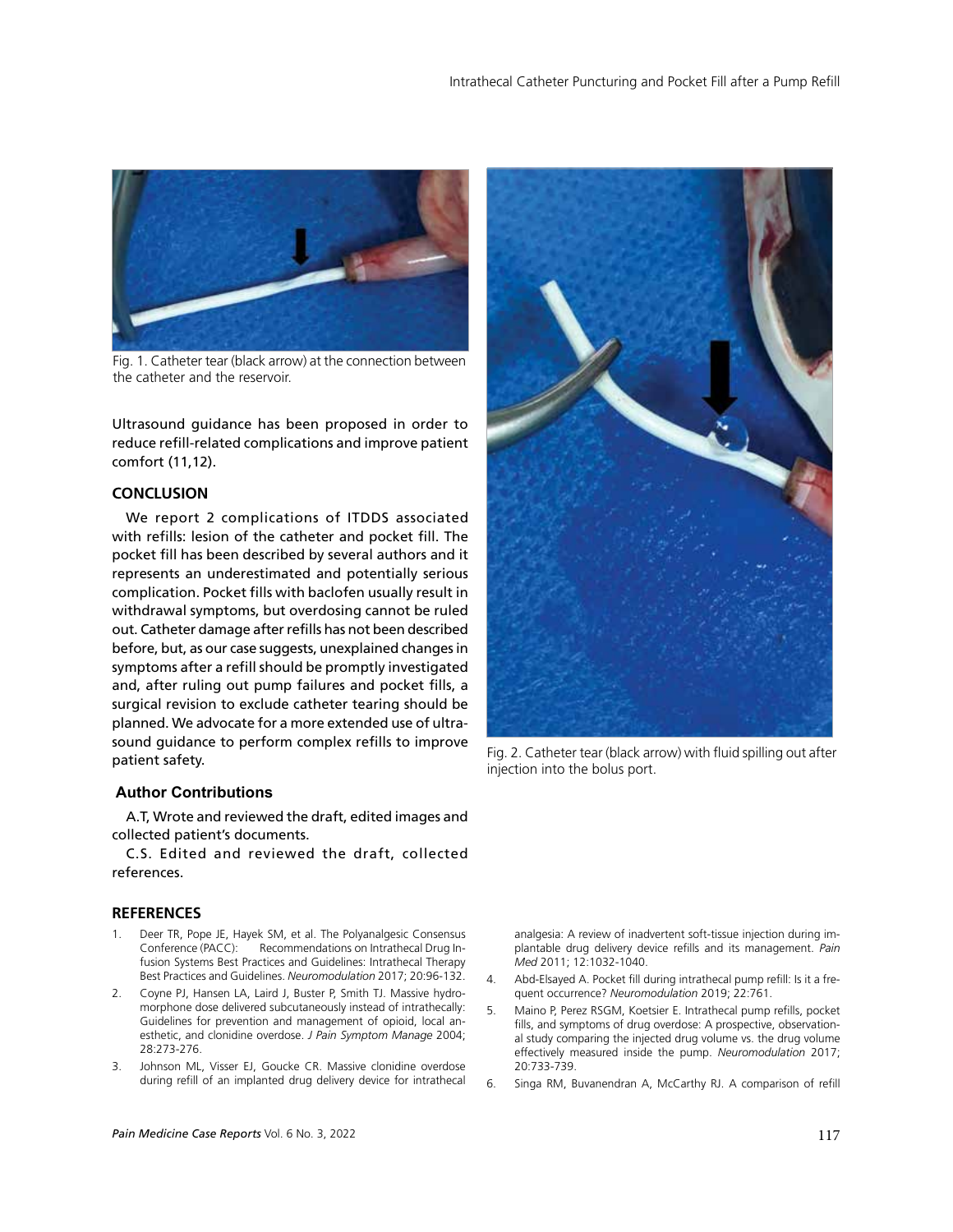Fig. 1. Catheter tear (black arrow) at the connection between the catheter and the reservoir.

Ultrasound guidance has been proposed in order to reduce refill-related complications and improve patient comfort (11,12).

## CONCLUSION

We report 2 complications of ITDDS associated with refills: lesion of the catheter and pocket fill. The pocket fill has been described by several authors and it represents an underestimated and potentially serious complication. Pocket fills with baclofen usually result in withdrawal symptoms, but overdosing cannot be ruled out. Catheter damage after refills has not been described before, but, as our case suggests, unexplained changes in symptoms after a refill should be promptly investigated and, after ruling out pump failures and pocket fills, a surgical revision to exclude catheter tearing should be planned. We advocate for a more extended use of ultrasound guidance to perform complex refills to improve patient safety.

Fig. 2. Catheter tear (black arrow) with fluid spilling out after injection into the bolus port.

## Author Contributions

A.T, Wrote and reviewed the draft, edited images and collected patient's documents.

C.S. Edited and reviewed the draft, collected references.

## REFERENCES

1. Deer TR, Pope JE, Hayek SM, et al. The Polyanalgesic Consensus Conference (PACC): Recommendations on Intrathecal Drug Infusion Systems Best Practices and Guidelines: Intrathecal Therapy Best Practices and Guidelines. *Neuromodulation* 2017; 20:96-132.
2. Coyne PJ, Hansen LA, Laird J, Buster P, Smith TJ. Massive hydromorphone dose delivered subcutaneously instead of intrathecally: Guidelines for prevention and management of opioid, local anesthetic, and clonidine overdose. *J Pain Symptom Manage* 2004; 28:273-276.
3. Johnson ML, Visser EJ, Goucke CR. Massive clonidine overdose during refill of an implanted drug delivery device for intrathecal analgesia: A review of inadvertent soft-tissue injection during implantable drug delivery device refills and its management. *Pain Med* 2011; 12:1032-1040.
4. Abd-Elsayed A. Pocket fill during intrathecal pump refill: Is it a frequent occurrence? *Neuromodulation* 2019; 22:761.
5. Maino P, Perez RSGM, Koetsier E. Intrathecal pump refills, pocket fills, and symptoms of drug overdose: A prospective, observational study comparing the injected drug volume vs. the drug volume effectively measured inside the pump. *Neuromodulation* 2017; 20:733-739.
6. Singa RM, Buvanendran A, McCarthy RJ. A comparison of refill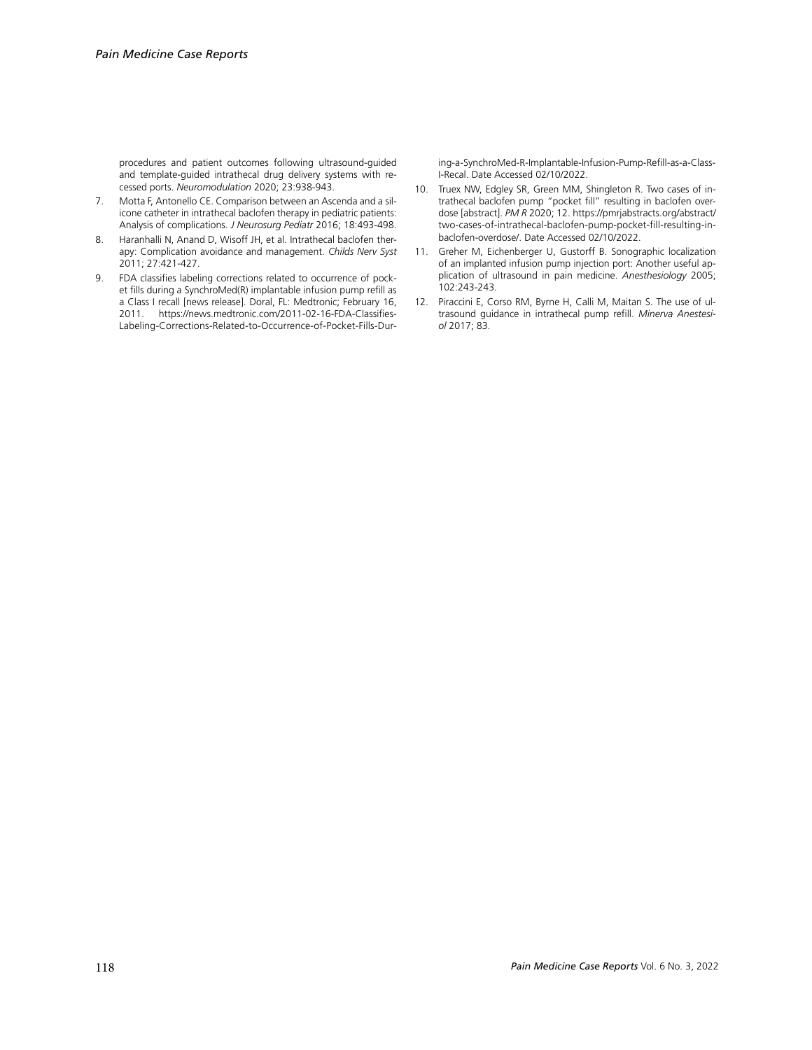procedures and patient outcomes following ultrasound-guided and template-guided intrathecal drug delivery systems with recessed ports. *Neuromodulation* 2020; 23:938-943.

7. Motta F, Antonello CE. Comparison between an Ascenda and a silicone catheter in intrathecal baclofen therapy in pediatric patients: Analysis of complications. *J Neurosurg Pediatr* 2016; 18:493-498.
8. Haranhalli N, Anand D, Wisoff JH, et al. Intrathecal baclofen therapy: Complication avoidance and management. *Childs Nerv Syst* 2011; 27:421-427.
9. FDA classifies labeling corrections related to occurrence of pocket fills during a SynchroMed(R) implantable infusion pump refill as a Class I recall [news release]. Doral, FL: Medtronic; February 16, 2011. https://news.medtronic.com/2011-02-16-FDA-Classifies-Labeling-Corrections-Related-to-Occurrence-of-Pocket-Fills-During-a-SynchroMed-R-Implantable-Infusion-Pump-Refill-as-a-Class-I-Recal. Date Accessed 02/10/2022.
10. Truex NW, Edgley SR, Green MM, Shingleton R. Two cases of intrathecal baclofen pump "pocket fill" resulting in baclofen overdose [abstract]. *PM R* 2020; 12. https://pmrjabstracts.org/abstract/two-cases-of-intrathecal-baclofen-pump-pocket-fill-resulting-in-baclofen-overdose/. Date Accessed 02/10/2022.
11. Greher M, Eichenberger U, Gustorff B. Sonographic localization of an implanted infusion pump injection port: Another useful application of ultrasound in pain medicine. *Anesthesiology* 2005; 102:243-243.
12. Piraccini E, Corso RM, Byrne H, Calli M, Maitan S. The use of ultrasound guidance in intrathecal pump refill. *Minerva Anestesiol* 2017; 83.